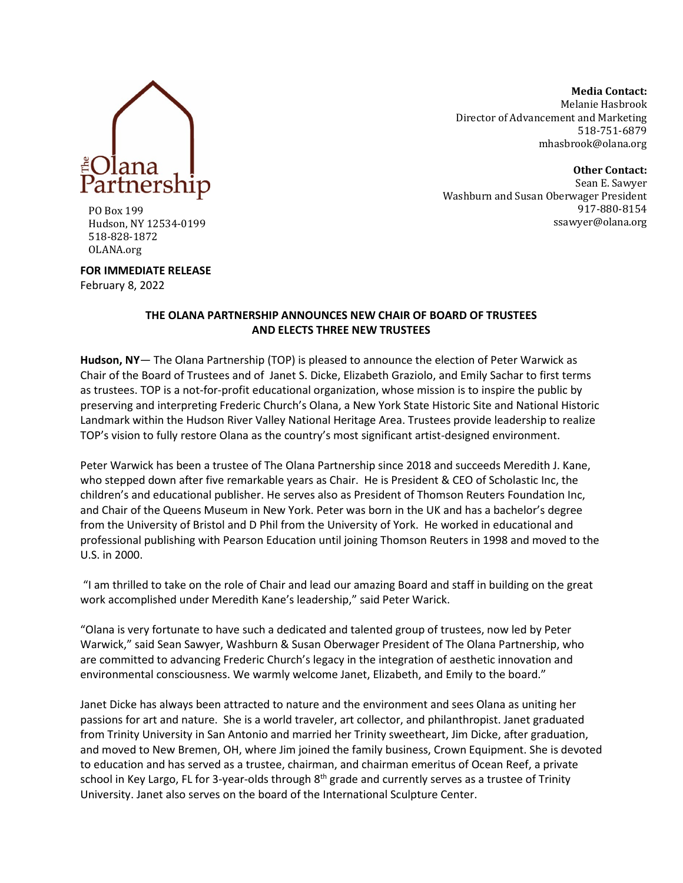The Olana Partnership

PO Box 199
Hudson, NY 12534-0199
518-828-1872
OLANA.org

**Media Contact:**
Melanie Hasbrook
Director of Advancement and Marketing
518-751-6879
mhasbrook@olana.org

**Other Contact:**
Sean E. Sawyer
Washburn and Susan Oberwager President
917-880-8154
ssawyer@olana.org

**FOR IMMEDIATE RELEASE**
February 8, 2022

## THE OLANA PARTNERSHIP ANNOUNCES NEW CHAIR OF BOARD OF TRUSTEES AND ELECTS THREE NEW TRUSTEES

**Hudson, NY**— The Olana Partnership (TOP) is pleased to announce the election of Peter Warwick as Chair of the Board of Trustees and of Janet S. Dicke, Elizabeth Graziolo, and Emily Sachar to first terms as trustees. TOP is a not-for-profit educational organization, whose mission is to inspire the public by preserving and interpreting Frederic Church's Olana, a New York State Historic Site and National Historic Landmark within the Hudson River Valley National Heritage Area. Trustees provide leadership to realize TOP's vision to fully restore Olana as the country's most significant artist-designed environment.

Peter Warwick has been a trustee of The Olana Partnership since 2018 and succeeds Meredith J. Kane, who stepped down after five remarkable years as Chair. He is President & CEO of Scholastic Inc, the children's and educational publisher. He serves also as President of Thomson Reuters Foundation Inc, and Chair of the Queens Museum in New York. Peter was born in the UK and has a bachelor's degree from the University of Bristol and D Phil from the University of York. He worked in educational and professional publishing with Pearson Education until joining Thomson Reuters in 1998 and moved to the U.S. in 2000.

"I am thrilled to take on the role of Chair and lead our amazing Board and staff in building on the great work accomplished under Meredith Kane's leadership," said Peter Warick.

"Olana is very fortunate to have such a dedicated and talented group of trustees, now led by Peter Warwick," said Sean Sawyer, Washburn & Susan Oberwager President of The Olana Partnership, who are committed to advancing Frederic Church's legacy in the integration of aesthetic innovation and environmental consciousness. We warmly welcome Janet, Elizabeth, and Emily to the board."

Janet Dicke has always been attracted to nature and the environment and sees Olana as uniting her passions for art and nature. She is a world traveler, art collector, and philanthropist. Janet graduated from Trinity University in San Antonio and married her Trinity sweetheart, Jim Dicke, after graduation, and moved to New Bremen, OH, where Jim joined the family business, Crown Equipment. She is devoted to education and has served as a trustee, chairman, and chairman emeritus of Ocean Reef, a private school in Key Largo, FL for 3-year-olds through 8th grade and currently serves as a trustee of Trinity University. Janet also serves on the board of the International Sculpture Center.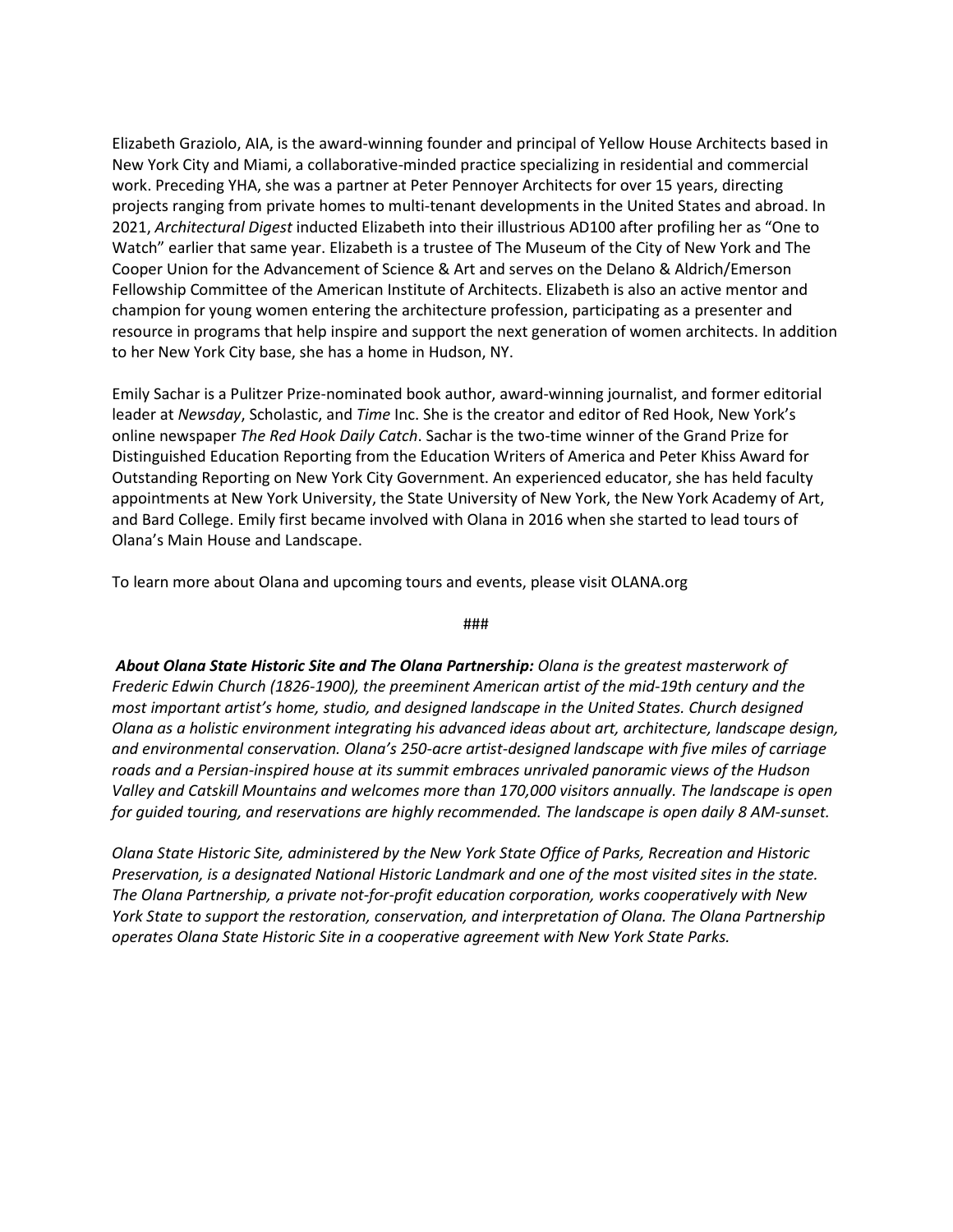Elizabeth Graziolo, AIA, is the award-winning founder and principal of Yellow House Architects based in New York City and Miami, a collaborative-minded practice specializing in residential and commercial work. Preceding YHA, she was a partner at Peter Pennoyer Architects for over 15 years, directing projects ranging from private homes to multi-tenant developments in the United States and abroad. In 2021, *Architectural Digest* inducted Elizabeth into their illustrious AD100 after profiling her as "One to Watch" earlier that same year. Elizabeth is a trustee of The Museum of the City of New York and The Cooper Union for the Advancement of Science & Art and serves on the Delano & Aldrich/Emerson Fellowship Committee of the American Institute of Architects. Elizabeth is also an active mentor and champion for young women entering the architecture profession, participating as a presenter and resource in programs that help inspire and support the next generation of women architects. In addition to her New York City base, she has a home in Hudson, NY.

Emily Sachar is a Pulitzer Prize-nominated book author, award-winning journalist, and former editorial leader at *Newsday*, Scholastic, and *Time* Inc. She is the creator and editor of Red Hook, New York's online newspaper *The Red Hook Daily Catch*. Sachar is the two-time winner of the Grand Prize for Distinguished Education Reporting from the Education Writers of America and Peter Khiss Award for Outstanding Reporting on New York City Government. An experienced educator, she has held faculty appointments at New York University, the State University of New York, the New York Academy of Art, and Bard College. Emily first became involved with Olana in 2016 when she started to lead tours of Olana's Main House and Landscape.

To learn more about Olana and upcoming tours and events, please visit OLANA.org

###

***About Olana State Historic Site and The Olana Partnership:*** *Olana is the greatest masterwork of Frederic Edwin Church (1826-1900), the preeminent American artist of the mid-19th century and the most important artist's home, studio, and designed landscape in the United States. Church designed Olana as a holistic environment integrating his advanced ideas about art, architecture, landscape design, and environmental conservation. Olana's 250-acre artist-designed landscape with five miles of carriage roads and a Persian-inspired house at its summit embraces unrivaled panoramic views of the Hudson Valley and Catskill Mountains and welcomes more than 170,000 visitors annually. The landscape is open for guided touring, and reservations are highly recommended. The landscape is open daily 8 AM-sunset.*

*Olana State Historic Site, administered by the New York State Office of Parks, Recreation and Historic Preservation, is a designated National Historic Landmark and one of the most visited sites in the state. The Olana Partnership, a private not-for-profit education corporation, works cooperatively with New York State to support the restoration, conservation, and interpretation of Olana. The Olana Partnership operates Olana State Historic Site in a cooperative agreement with New York State Parks.*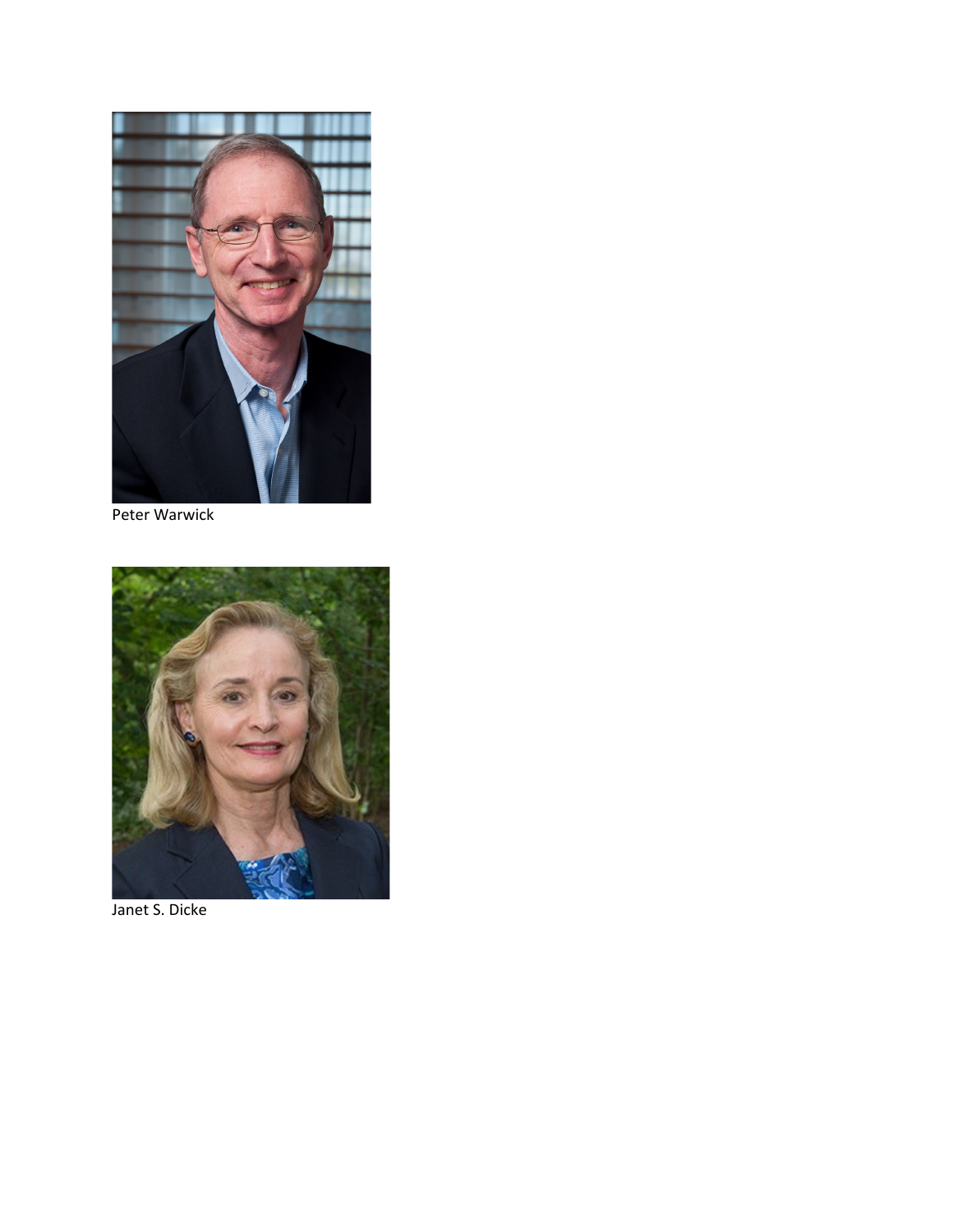Peter Warwick

Janet S. Dicke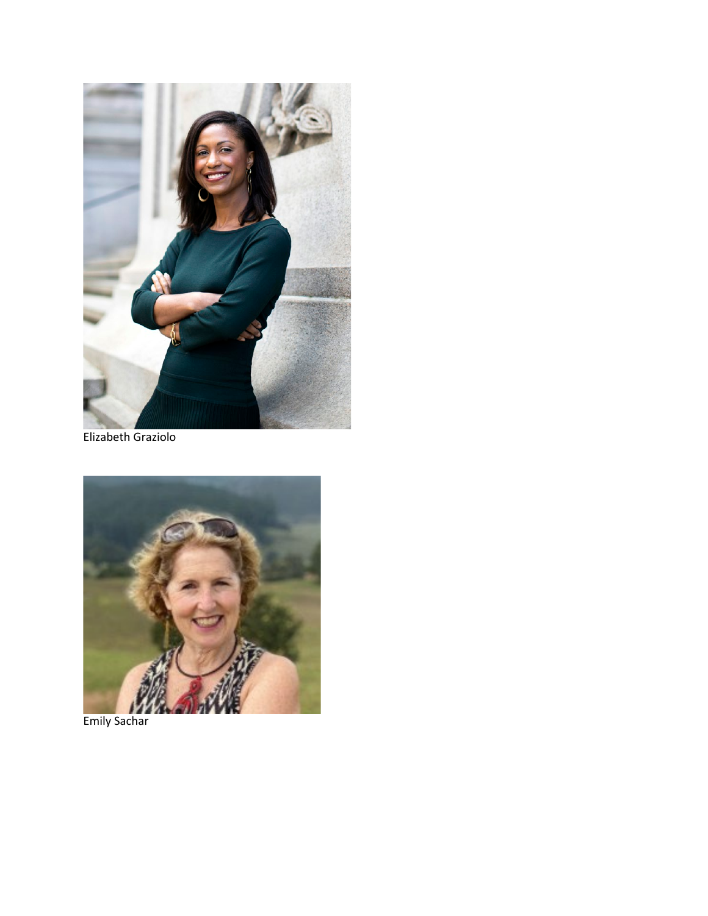Elizabeth Graziolo

Emily Sachar